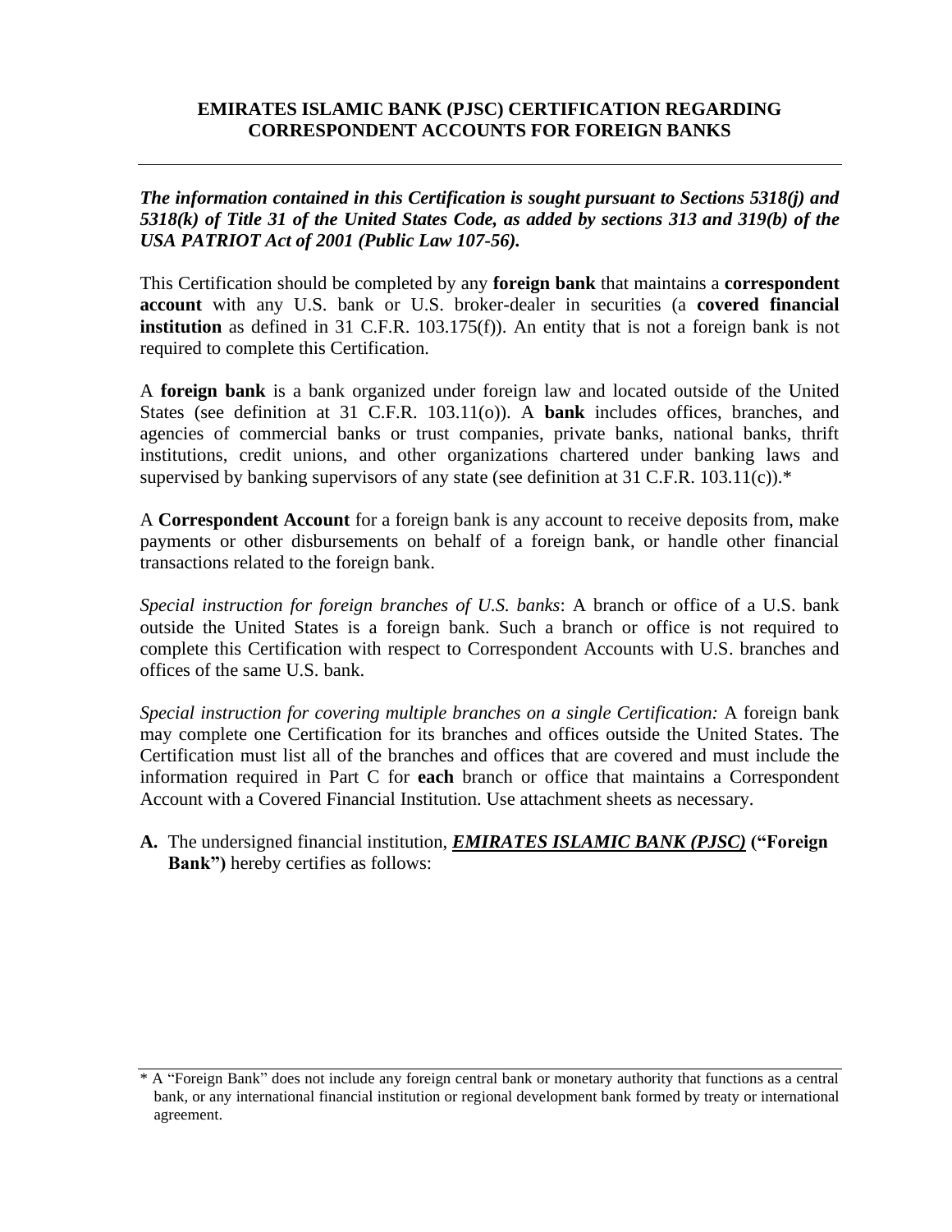**EMIRATES ISLAMIC BANK (PJSC) CERTIFICATION REGARDING CORRESPONDENT ACCOUNTS FOR FOREIGN BANKS**

---

***The information contained in this Certification is sought pursuant to Sections 5318(j) and 5318(k) of Title 31 of the United States Code, as added by sections 313 and 319(b) of the USA PATRIOT Act of 2001 (Public Law 107-56).***

This Certification should be completed by any **foreign bank** that maintains a **correspondent account** with any U.S. bank or U.S. broker-dealer in securities (a **covered financial institution** as defined in 31 C.F.R. 103.175(f)). An entity that is not a foreign bank is not required to complete this Certification.

A **foreign bank** is a bank organized under foreign law and located outside of the United States (see definition at 31 C.F.R. 103.11(o)). A **bank** includes offices, branches, and agencies of commercial banks or trust companies, private banks, national banks, thrift institutions, credit unions, and other organizations chartered under banking laws and supervised by banking supervisors of any state (see definition at 31 C.F.R. 103.11(c)).*

A **Correspondent Account** for a foreign bank is any account to receive deposits from, make payments or other disbursements on behalf of a foreign bank, or handle other financial transactions related to the foreign bank.

*Special instruction for foreign branches of U.S. banks*: A branch or office of a U.S. bank outside the United States is a foreign bank. Such a branch or office is not required to complete this Certification with respect to Correspondent Accounts with U.S. branches and offices of the same U.S. bank.

*Special instruction for covering multiple branches on a single Certification:* A foreign bank may complete one Certification for its branches and offices outside the United States. The Certification must list all of the branches and offices that are covered and must include the information required in Part C for **each** branch or office that maintains a Correspondent Account with a Covered Financial Institution. Use attachment sheets as necessary.

**A.** The undersigned financial institution, ***EMIRATES ISLAMIC BANK (PJSC)*** **("Foreign Bank")** hereby certifies as follows:

---

* A "Foreign Bank" does not include any foreign central bank or monetary authority that functions as a central bank, or any international financial institution or regional development bank formed by treaty or international agreement.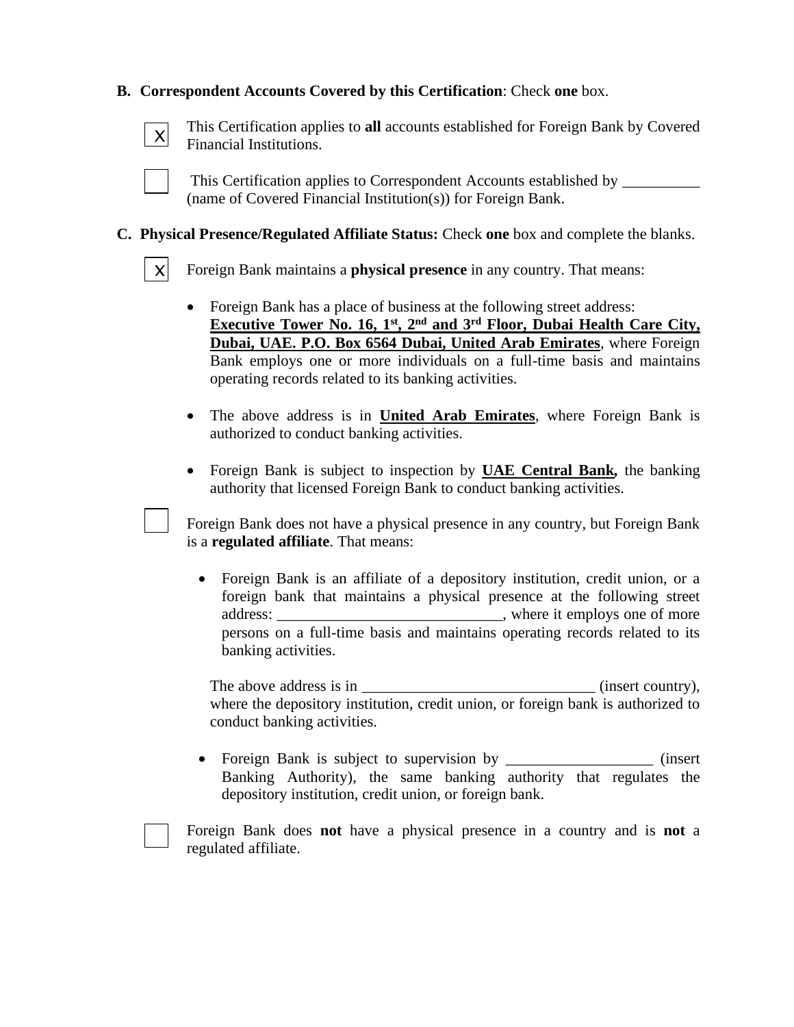**B. Correspondent Accounts Covered by this Certification**: Check **one** box.

[X] This Certification applies to **all** accounts established for Foreign Bank by Covered Financial Institutions.

[ ] This Certification applies to Correspondent Accounts established by __________ (name of Covered Financial Institution(s)) for Foreign Bank.

**C. Physical Presence/Regulated Affiliate Status:** Check **one** box and complete the blanks.

[X] Foreign Bank maintains a **physical presence** in any country. That means:

- Foreign Bank has a place of business at the following street address: **<u>Executive Tower No. 16, 1st, 2nd and 3rd Floor, Dubai Health Care City, Dubai, UAE. P.O. Box 6564 Dubai, United Arab Emirates</u>**, where Foreign Bank employs one or more individuals on a full-time basis and maintains operating records related to its banking activities.

- The above address is in **<u>United Arab Emirates</u>**, where Foreign Bank is authorized to conduct banking activities.

- Foreign Bank is subject to inspection by **<u>UAE Central Bank</u>,** the banking authority that licensed Foreign Bank to conduct banking activities.

[ ] Foreign Bank does not have a physical presence in any country, but Foreign Bank is a **regulated affiliate**. That means:

- Foreign Bank is an affiliate of a depository institution, credit union, or a foreign bank that maintains a physical presence at the following street address: _____________________________, where it employs one of more persons on a full-time basis and maintains operating records related to its banking activities.

  The above address is in ______________________________ (insert country), where the depository institution, credit union, or foreign bank is authorized to conduct banking activities.

- Foreign Bank is subject to supervision by ___________________ (insert Banking Authority), the same banking authority that regulates the depository institution, credit union, or foreign bank.

[ ] Foreign Bank does **not** have a physical presence in a country and is **not** a regulated affiliate.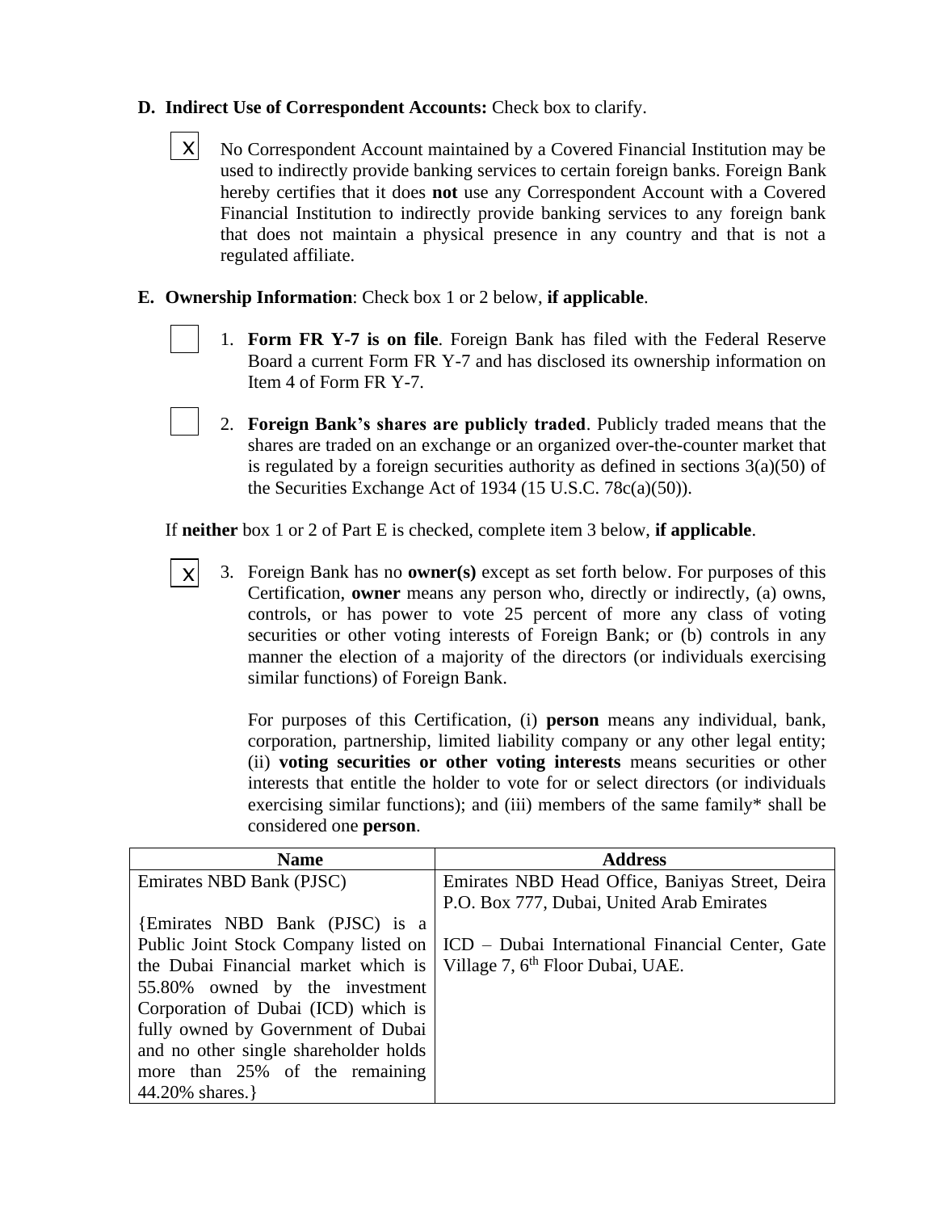**D. Indirect Use of Correspondent Accounts:** Check box to clarify.

[X] No Correspondent Account maintained by a Covered Financial Institution may be used to indirectly provide banking services to certain foreign banks. Foreign Bank hereby certifies that it does **not** use any Correspondent Account with a Covered Financial Institution to indirectly provide banking services to any foreign bank that does not maintain a physical presence in any country and that is not a regulated affiliate.

**E. Ownership Information**: Check box 1 or 2 below, **if applicable**.

[ ] 1. **Form FR Y-7 is on file**. Foreign Bank has filed with the Federal Reserve Board a current Form FR Y-7 and has disclosed its ownership information on Item 4 of Form FR Y-7.

[ ] 2. **Foreign Bank's shares are publicly traded**. Publicly traded means that the shares are traded on an exchange or an organized over-the-counter market that is regulated by a foreign securities authority as defined in sections 3(a)(50) of the Securities Exchange Act of 1934 (15 U.S.C. 78c(a)(50)).

If **neither** box 1 or 2 of Part E is checked, complete item 3 below, **if applicable**.

[X] 3. Foreign Bank has no **owner(s)** except as set forth below. For purposes of this Certification, **owner** means any person who, directly or indirectly, (a) owns, controls, or has power to vote 25 percent of more any class of voting securities or other voting interests of Foreign Bank; or (b) controls in any manner the election of a majority of the directors (or individuals exercising similar functions) of Foreign Bank.

For purposes of this Certification, (i) **person** means any individual, bank, corporation, partnership, limited liability company or any other legal entity; (ii) **voting securities or other voting interests** means securities or other interests that entitle the holder to vote for or select directors (or individuals exercising similar functions); and (iii) members of the same family* shall be considered one **person**.

| Name | Address |
|---|---|
| Emirates NBD Bank (PJSC)<br><br>{Emirates NBD Bank (PJSC) is a Public Joint Stock Company listed on the Dubai Financial market which is 55.80% owned by the investment Corporation of Dubai (ICD) which is fully owned by Government of Dubai and no other single shareholder holds more than 25% of the remaining 44.20% shares.} | Emirates NBD Head Office, Baniyas Street, Deira P.O. Box 777, Dubai, United Arab Emirates<br><br>ICD – Dubai International Financial Center, Gate Village 7, 6th Floor Dubai, UAE. |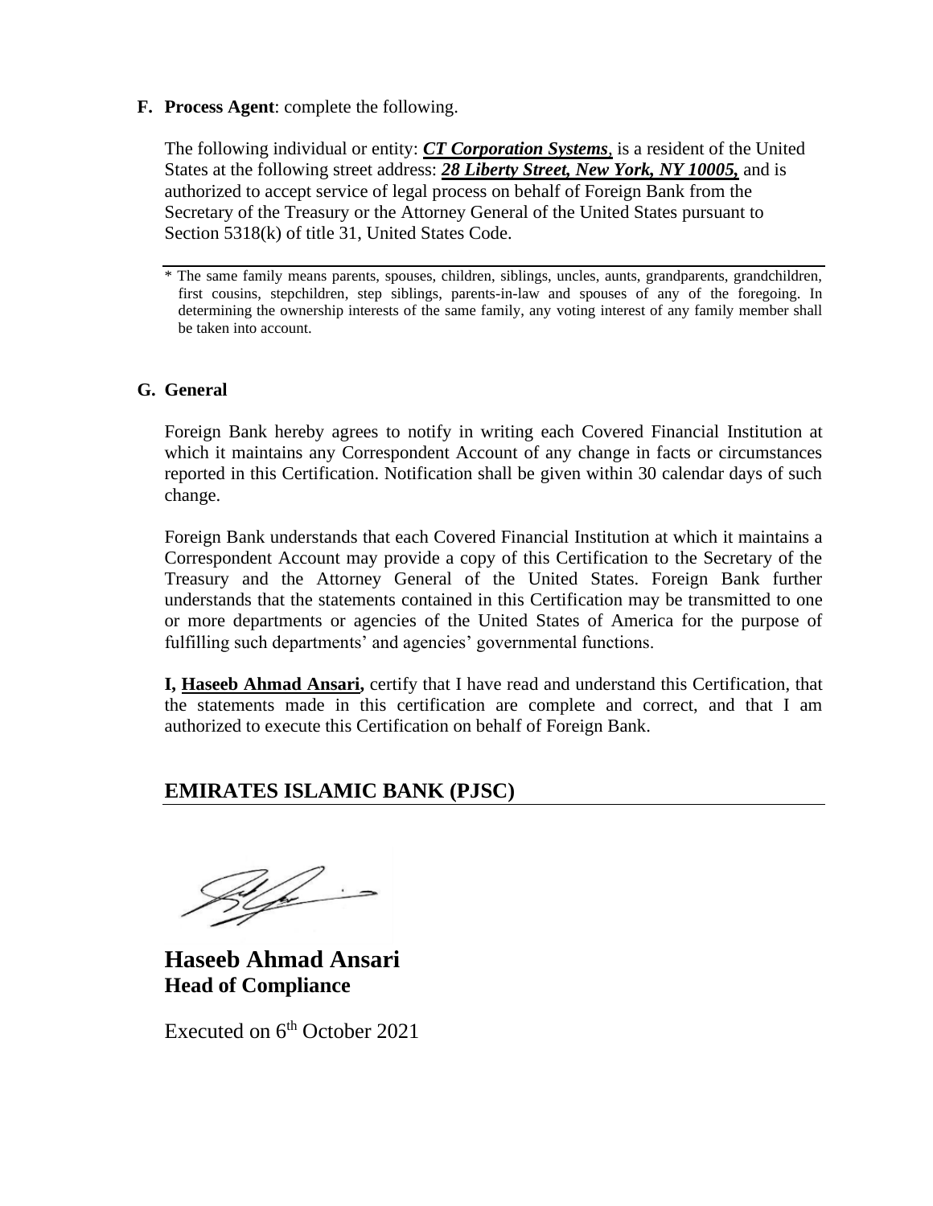**F. Process Agent**: complete the following.

The following individual or entity: ***CT Corporation Systems***, is a resident of the United States at the following street address: ***28 Liberty Street, New York, NY 10005,*** and is authorized to accept service of legal process on behalf of Foreign Bank from the Secretary of the Treasury or the Attorney General of the United States pursuant to Section 5318(k) of title 31, United States Code.

---

* The same family means parents, spouses, children, siblings, uncles, aunts, grandparents, grandchildren, first cousins, stepchildren, step siblings, parents-in-law and spouses of any of the foregoing. In determining the ownership interests of the same family, any voting interest of any family member shall be taken into account.

**G. General**

Foreign Bank hereby agrees to notify in writing each Covered Financial Institution at which it maintains any Correspondent Account of any change in facts or circumstances reported in this Certification. Notification shall be given within 30 calendar days of such change.

Foreign Bank understands that each Covered Financial Institution at which it maintains a Correspondent Account may provide a copy of this Certification to the Secretary of the Treasury and the Attorney General of the United States. Foreign Bank further understands that the statements contained in this Certification may be transmitted to one or more departments or agencies of the United States of America for the purpose of fulfilling such departments' and agencies' governmental functions.

**I, Haseeb Ahmad Ansari,** certify that I have read and understand this Certification, that the statements made in this certification are complete and correct, and that I am authorized to execute this Certification on behalf of Foreign Bank.

**EMIRATES ISLAMIC BANK (PJSC)**

**Haseeb Ahmad Ansari**
**Head of Compliance**

Executed on 6th October 2021